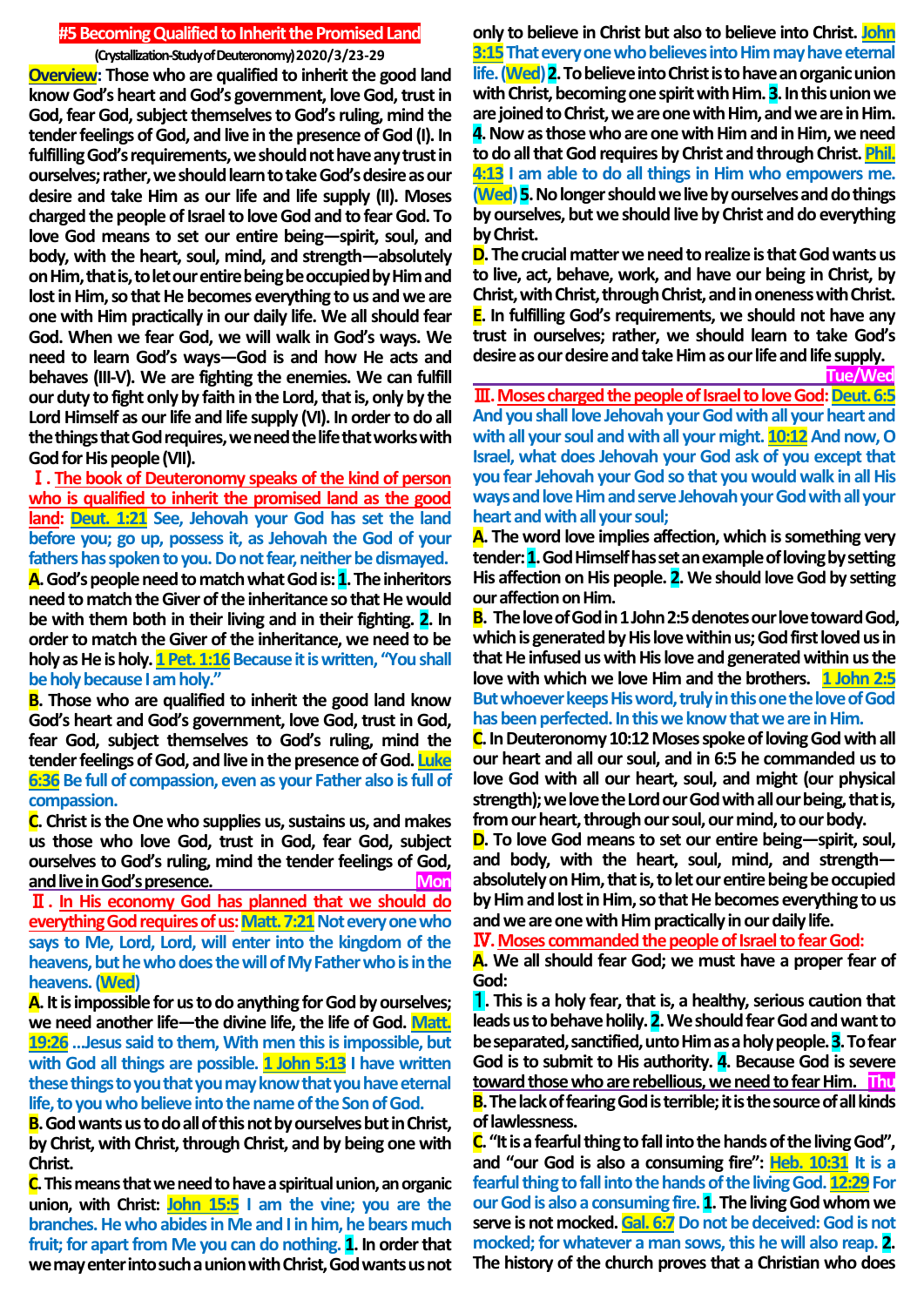# #5 Becoming Qualified to Inherit the Promised Land

**(Crystallization-Study of Deuteronomy) 2020/3/23-29**

**Overview**: Those who are qualified to inherit the good land know God's heart and God's government, love God, trust in God, fear God, subject themselves to God's ruling, mind the tender feelings of God, and live in the presence of God (I). In fulfilling God's requirements, we should not have any trust in ourselves; rather, we should learn to take God's desire as our desire and take Him as our life and life supply (II). Moses charged the people of Israel to love God and to fear God. To love God means to set our entire being—spirit, soul, and body, with the heart, soul, mind, and strength—absolutely on Him, that is, to let our entire being be occupied by Him and lost in Him, so that He becomes everything to us and we are one with Him practically in our daily life. We all should fear God. When we fear God, we will walk in God's ways. We need to learn God's ways—God is and how He acts and behaves (III-V). We are fighting the enemies. We can fulfill our duty to fight only by faith in the Lord, that is, only by the Lord Himself as our life and life supply (VI). In order to do all the things that God requires, we need the life that works with God for His people (VII).

## Ⅰ. The book of Deuteronomy speaks of the kind of person who is qualified to inherit the promised land as the good land:

**Deut. 1:21** See, Jehovah your God has set the land before you; go up, possess it, as Jehovah the God of your fathers has spoken to you. Do not fear, neither be dismayed.

**A.** God's people need to match what God is: **1.** The inheritors need to match the Giver of the inheritance so that He would be with them both in their living and in their fighting. **2.** In order to match the Giver of the inheritance, we need to be holy as He is holy. **1 Pet. 1:16** Because it is written, "You shall be holy because I am holy."

**B.** Those who are qualified to inherit the good land know God's heart and God's government, love God, trust in God, fear God, subject themselves to God's ruling, mind the tender feelings of God, and live in the presence of God. **Luke 6:36** Be full of compassion, even as your Father also is full of compassion.

**C.** Christ is the One who supplies us, sustains us, and makes us those who love God, trust in God, fear God, subject ourselves to God's ruling, mind the tender feelings of God, and live in God's presence. **Mon**

## Ⅱ. In His economy God has planned that we should do everything God requires of us:

**Matt. 7:21** Not every one who says to Me, Lord, Lord, will enter into the kingdom of the heavens, but he who does the will of My Father who is in the heavens. **(Wed)**

**A.** It is impossible for us to do anything for God by ourselves; we need another life—the divine life, the life of God. **Matt. 19:26** ...Jesus said to them, With men this is impossible, but with God all things are possible. **1 John 5:13** I have written these things to you that you may know that you have eternal life, to you who believe into the name of the Son of God.

**B.** God wants us to do all of this not by ourselves but in Christ, by Christ, with Christ, through Christ, and by being one with Christ.

**C.** This means that we need to have a spiritual union, an organic union, with Christ: **John 15:5** I am the vine; you are the branches. He who abides in Me and I in him, he bears much fruit; for apart from Me you can do nothing. **1.** In order that we may enter into such a union with Christ, God wants us not only to believe in Christ but also to believe into Christ. **John 3:15** That every one who believes into Him may have eternal life. **(Wed)** **2.** To believe into Christ is to have an organic union with Christ, becoming one spirit with Him. **3.** In this union we are joined to Christ, we are one with Him, and we are in Him. **4.** Now as those who are one with Him and in Him, we need to do all that God requires by Christ and through Christ. **Phil. 4:13** I am able to do all things in Him who empowers me. **(Wed)** **5.** No longer should we live by ourselves and do things by ourselves, but we should live by Christ and do everything by Christ.

**D.** The crucial matter we need to realize is that God wants us to live, act, behave, work, and have our being in Christ, by Christ, with Christ, through Christ, and in oneness with Christ.

**E.** In fulfilling God's requirements, we should not have any trust in ourselves; rather, we should learn to take God's desire as our desire and take Him as our life and life supply. **Tue/Wed**

## Ⅲ. Moses charged the people of Israel to love God:

**Deut. 6:5** And you shall love Jehovah your God with all your heart and with all your soul and with all your might. **10:12** And now, O Israel, what does Jehovah your God ask of you except that you fear Jehovah your God so that you would walk in all His ways and love Him and serve Jehovah your God with all your heart and with all your soul;

**A.** The word love implies affection, which is something very tender: **1.** God Himself has set an example of loving by setting His affection on His people. **2.** We should love God by setting our affection on Him.

**B.** The love of God in 1 John 2:5 denotes our love toward God, which is generated by His love within us; God first loved us in that He infused us with His love and generated within us the love with which we love Him and the brothers. **1 John 2:5** But whoever keeps His word, truly in this one the love of God has been perfected. In this we know that we are in Him.

**C.** In Deuteronomy 10:12 Moses spoke of loving God with all our heart and all our soul, and in 6:5 he commanded us to love God with all our heart, soul, and might (our physical strength); we love the Lord our God with all our being, that is, from our heart, through our soul, our mind, to our body.

**D.** To love God means to set our entire being—spirit, soul, and body, with the heart, soul, mind, and strength—absolutely on Him, that is, to let our entire being be occupied by Him and lost in Him, so that He becomes everything to us and we are one with Him practically in our daily life.

## Ⅳ. Moses commanded the people of Israel to fear God:

**A.** We all should fear God; we must have a proper fear of God:

**1.** This is a holy fear, that is, a healthy, serious caution that leads us to behave holily. **2.** We should fear God and want to be separated, sanctified, unto Him as a holy people. **3.** To fear God is to submit to His authority. **4.** Because God is severe toward those who are rebellious, we need to fear Him. **Thu**

**B.** The lack of fearing God is terrible; it is the source of all kinds of lawlessness.

**C.** "It is a fearful thing to fall into the hands of the living God", and "our God is also a consuming fire": **Heb. 10:31** It is a fearful thing to fall into the hands of the living God. **12:29** For our God is also a consuming fire. **1.** The living God whom we serve is not mocked. **Gal. 6:7** Do not be deceived: God is not mocked; for whatever a man sows, this he will also reap. **2.** The history of the church proves that a Christian who does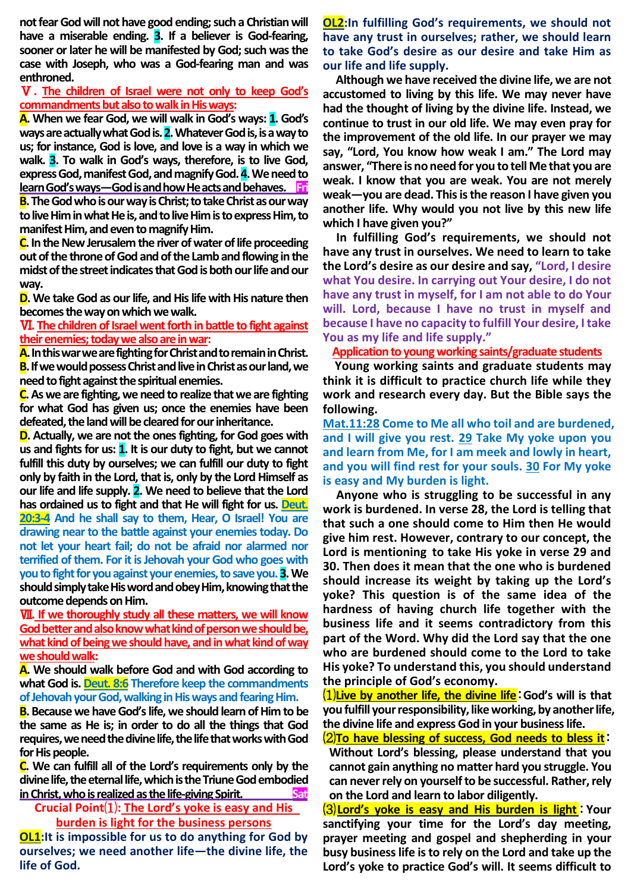not fear God will not have good ending; such a Christian will have a miserable ending. **3**. If a believer is God-fearing, sooner or later he will be manifested by God; such was the case with Joseph, who was a God-fearing man and was enthroned.

## Ⅴ. The children of Israel were not only to keep God's commandments but also to walk in His ways:

**A**. When we fear God, we will walk in God's ways: **1**. God's ways are actually what God is. **2**. Whatever God is, is a way to us; for instance, God is love, and love is a way in which we walk. **3**. To walk in God's ways, therefore, is to live God, express God, manifest God, and magnify God. **4**. We need to learn God's ways—God is and how He acts and behaves. **Fri**

**B**. The God who is our way is Christ; to take Christ as our way to live Him in what He is, and to live Him is to express Him, to manifest Him, and even to magnify Him.

**C**. In the New Jerusalem the river of water of life proceeding out of the throne of God and of the Lamb and flowing in the midst of the street indicates that God is both our life and our way.

**D**. We take God as our life, and His life with His nature then becomes the way on which we walk.

## Ⅵ. The children of Israel went forth in battle to fight against their enemies; today we also are in war:

**A**. In this war we are fighting for Christ and to remain in Christ.
**B**. If we would possess Christ and live in Christ as our land, we need to fight against the spiritual enemies.
**C**. As we are fighting, we need to realize that we are fighting for what God has given us; once the enemies have been defeated, the land will be cleared for our inheritance.
**D**. Actually, we are not the ones fighting, for God goes with us and fights for us: **1**. It is our duty to fight, but we cannot fulfill this duty by ourselves; we can fulfill our duty to fight only by faith in the Lord, that is, only by the Lord Himself as our life and life supply. **2**. We need to believe that the Lord has ordained us to fight and that He will fight for us. **Deut. 20:3-4** And he shall say to them, Hear, O Israel! You are drawing near to the battle against your enemies today. Do not let your heart fail; do not be afraid nor alarmed nor terrified of them. For it is Jehovah your God who goes with you to fight for you against your enemies, to save you. **3**. We should simply take His word and obey Him, knowing that the outcome depends on Him.

## Ⅶ. If we thoroughly study all these matters, we will know God better and also know what kind of person we should be, what kind of being we should have, and in what kind of way we should walk:

**A**. We should walk before God and with God according to what God is. **Deut. 8:6** Therefore keep the commandments of Jehovah your God, walking in His ways and fearing Him.
**B**. Because we have God's life, we should learn of Him to be the same as He is; in order to do all the things that God requires, we need the divine life, the life that works with God for His people.
**C**. We can fulfill all of the Lord's requirements only by the divine life, the eternal life, which is the Triune God embodied in Christ, who is realized as the life-giving Spirit. **Sat**

### Crucial Point⑴: The Lord's yoke is easy and His burden is light for the business persons

**OL1**:It is impossible for us to do anything for God by ourselves; we need another life—the divine life, the life of God.

**OL2**:In fulfilling God's requirements, we should not have any trust in ourselves; rather, we should learn to take God's desire as our desire and take Him as our life and life supply.

Although we have received the divine life, we are not accustomed to living by this life. We may never have had the thought of living by the divine life. Instead, we continue to trust in our old life. We may even pray for the improvement of the old life. In our prayer we may say, "Lord, You know how weak I am." The Lord may answer, "There is no need for you to tell Me that you are weak. I know that you are weak. You are not merely weak—you are dead. This is the reason I have given you another life. Why would you not live by this new life which I have given you?"

In fulfilling God's requirements, we should not have any trust in ourselves. We need to learn to take the Lord's desire as our desire and say, "Lord, I desire what You desire. In carrying out Your desire, I do not have any trust in myself, for I am not able to do Your will. Lord, because I have no trust in myself and because I have no capacity to fulfill Your desire, I take You as my life and life supply."

**Application to young working saints/graduate students**

Young working saints and graduate students may think it is difficult to practice church life while they work and research every day. But the Bible says the following.

**Mat.11:28** Come to Me all who toil and are burdened, and I will give you rest. **29** Take My yoke upon you and learn from Me, for I am meek and lowly in heart, and you will find rest for your souls. **30** For My yoke is easy and My burden is light.

Anyone who is struggling to be successful in any work is burdened. In verse 28, the Lord is telling that such a one should come to Him then He would give him rest. However, contrary to our concept, the Lord is mentioning to take His yoke in verse 29 and 30. Then does it mean that the one who is burdened should increase its weight by taking up the Lord's yoke? This question is of the same idea of the hardness of having church life together with the business life and it seems contradictory from this part of the Word. Why did the Lord say that the one who are burdened should come to the Lord to take His yoke? To understand this, you should understand the principle of God's economy.

⑴**Live by another life, the divine life**：God's will is that you fulfill your responsibility, like working, by another life, the divine life and express God in your business life.

⑵**To have blessing of success, God needs to bless it**：Without Lord's blessing, please understand that you cannot gain anything no matter hard you struggle. You can never rely on yourself to be successful. Rather, rely on the Lord and learn to labor diligently.

⑶**Lord's yoke is easy and His burden is light**：Your sanctifying your time for the Lord's day meeting, prayer meeting and gospel and shepherding in your busy business life is to rely on the Lord and take up the Lord's yoke to practice God's will. It seems difficult to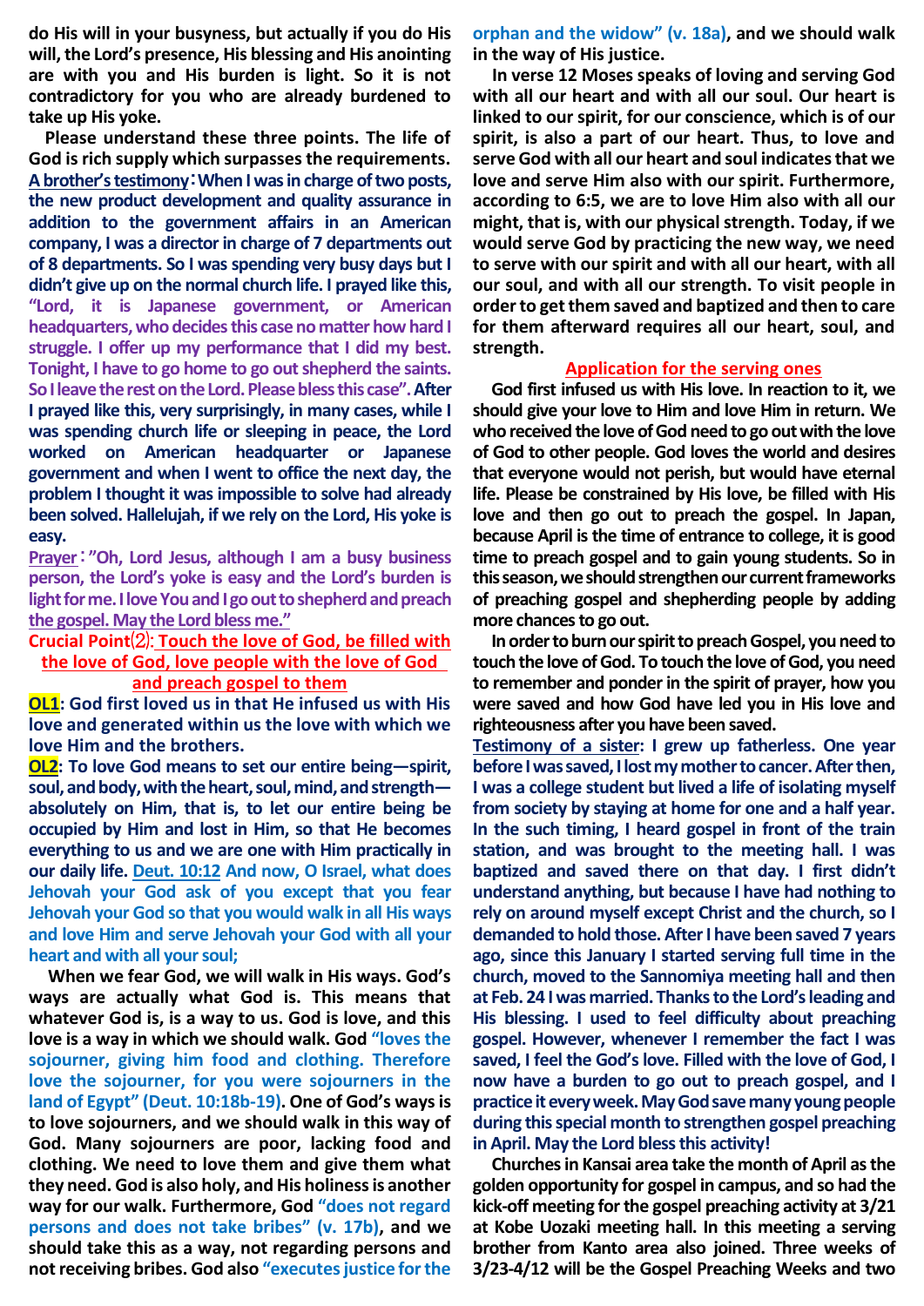**do His will in your busyness, but actually if you do His will, the Lord's presence, His blessing and His anointing are with you and His burden is light. So it is not contradictory for you who are already burdened to take up His yoke.**

**Please understand these three points. The life of God is rich supply which surpasses the requirements.**

**A brother's testimony**：**When I was in charge of two posts, the new product development and quality assurance in addition to the government affairs in an American company, I was a director in charge of 7 departments out of 8 departments. So I was spending very busy days but I didn't give up on the normal church life. I prayed like this, "Lord, it is Japanese government, or American headquarters, who decides this case no matter how hard I struggle. I offer up my performance that I did my best. Tonight, I have to go home to go out shepherd the saints. So I leave the rest on the Lord. Please bless this case". After I prayed like this, very surprisingly, in many cases, while I was spending church life or sleeping in peace, the Lord worked on American headquarter or Japanese government and when I went to office the next day, the problem I thought it was impossible to solve had already been solved. Hallelujah, if we rely on the Lord, His yoke is easy.**

**Prayer**：**"Oh, Lord Jesus, although I am a busy business person, the Lord's yoke is easy and the Lord's burden is light for me. I love You and I go out to shepherd and preach the gospel. May the Lord bless me."**

## Crucial Point⑵: Touch the love of God, be filled with the love of God, love people with the love of God and preach gospel to them

**OL1: God first loved us in that He infused us with His love and generated within us the love with which we love Him and the brothers.**

**OL2: To love God means to set our entire being—spirit, soul, and body, with the heart, soul, mind, and strength—absolutely on Him, that is, to let our entire being be occupied by Him and lost in Him, so that He becomes everything to us and we are one with Him practically in our daily life. Deut. 10:12 And now, O Israel, what does Jehovah your God ask of you except that you fear Jehovah your God so that you would walk in all His ways and love Him and serve Jehovah your God with all your heart and with all your soul;**

**When we fear God, we will walk in His ways. God's ways are actually what God is. This means that whatever God is, is a way to us. God is love, and this love is a way in which we should walk. God "loves the sojourner, giving him food and clothing. Therefore love the sojourner, for you were sojourners in the land of Egypt" (Deut. 10:18b-19). One of God's ways is to love sojourners, and we should walk in this way of God. Many sojourners are poor, lacking food and clothing. We need to love them and give them what they need. God is also holy, and His holiness is another way for our walk. Furthermore, God "does not regard persons and does not take bribes" (v. 17b), and we should take this as a way, not regarding persons and not receiving bribes. God also "executes justice for the orphan and the widow" (v. 18a), and we should walk in the way of His justice.**

**In verse 12 Moses speaks of loving and serving God with all our heart and with all our soul. Our heart is linked to our spirit, for our conscience, which is of our spirit, is also a part of our heart. Thus, to love and serve God with all our heart and soul indicates that we love and serve Him also with our spirit. Furthermore, according to 6:5, we are to love Him also with all our might, that is, with our physical strength. Today, if we would serve God by practicing the new way, we need to serve with our spirit and with all our heart, with all our soul, and with all our strength. To visit people in order to get them saved and baptized and then to care for them afterward requires all our heart, soul, and strength.**

### Application for the serving ones

**God first infused us with His love. In reaction to it, we should give your love to Him and love Him in return. We who received the love of God need to go out with the love of God to other people. God loves the world and desires that everyone would not perish, but would have eternal life. Please be constrained by His love, be filled with His love and then go out to preach the gospel. In Japan, because April is the time of entrance to college, it is good time to preach gospel and to gain young students. So in this season, we should strengthen our current frameworks of preaching gospel and shepherding people by adding more chances to go out.**

**In order to burn our spirit to preach Gospel, you need to touch the love of God. To touch the love of God, you need to remember and ponder in the spirit of prayer, how you were saved and how God have led you in His love and righteousness after you have been saved.**

**Testimony of a sister: I grew up fatherless. One year before I was saved, I lost my mother to cancer. After then, I was a college student but lived a life of isolating myself from society by staying at home for one and a half year. In the such timing, I heard gospel in front of the train station, and was brought to the meeting hall. I was baptized and saved there on that day. I first didn't understand anything, but because I have had nothing to rely on around myself except Christ and the church, so I demanded to hold those. After I have been saved 7 years ago, since this January I started serving full time in the church, moved to the Sannomiya meeting hall and then at Feb. 24 I was married. Thanks to the Lord's leading and His blessing. I used to feel difficulty about preaching gospel. However, whenever I remember the fact I was saved, I feel the God's love. Filled with the love of God, I now have a burden to go out to preach gospel, and I practice it every week. May God save many young people during this special month to strengthen gospel preaching in April. May the Lord bless this activity!**

**Churches in Kansai area take the month of April as the golden opportunity for gospel in campus, and so had the kick-off meeting for the gospel preaching activity at 3/21 at Kobe Uozaki meeting hall. In this meeting a serving brother from Kanto area also joined. Three weeks of 3/23-4/12 will be the Gospel Preaching Weeks and two**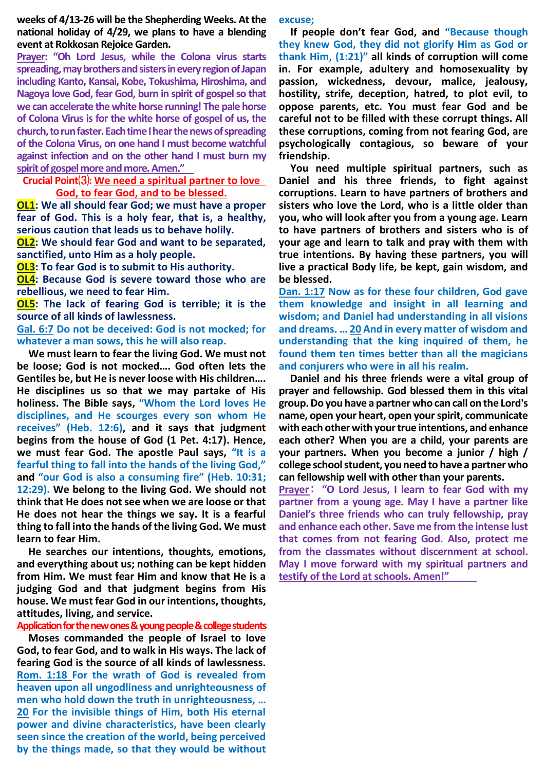weeks of 4/13-26 will be the Shepherding Weeks. At the national holiday of 4/29, we plans to have a blending event at Rokkosan Rejoice Garden.

**Prayer: "Oh Lord Jesus, while the Colona virus starts spreading, may brothers and sisters in every region of Japan including Kanto, Kansai, Kobe, Tokushima, Hiroshima, and Nagoya love God, fear God, burn in spirit of gospel so that we can accelerate the white horse running! The pale horse of Colona Virus is for the white horse of gospel of us, the church, to run faster. Each time I hear the news of spreading of the Colona Virus, on one hand I must become watchful against infection and on the other hand I must burn my spirit of gospel more and more. Amen."**

**Crucial Point⑶: We need a spiritual partner to love God, to fear God, and to be blessed.**

**OL1: We all should fear God; we must have a proper fear of God. This is a holy fear, that is, a healthy, serious caution that leads us to behave holily.**

**OL2: We should fear God and want to be separated, sanctified, unto Him as a holy people.**

**OL3: To fear God is to submit to His authority.**

**OL4: Because God is severe toward those who are rebellious, we need to fear Him.**

**OL5: The lack of fearing God is terrible; it is the source of all kinds of lawlessness.**

**Gal. 6:7 Do not be deceived: God is not mocked; for whatever a man sows, this he will also reap.**

**We must learn to fear the living God. We must not be loose; God is not mocked…. God often lets the Gentiles be, but He is never loose with His children…. He disciplines us so that we may partake of His holiness. The Bible says, "Whom the Lord loves He disciplines, and He scourges every son whom He receives" (Heb. 12:6), and it says that judgment begins from the house of God (1 Pet. 4:17). Hence, we must fear God. The apostle Paul says, "It is a fearful thing to fall into the hands of the living God," and "our God is also a consuming fire" (Heb. 10:31; 12:29). We belong to the living God. We should not think that He does not see when we are loose or that He does not hear the things we say. It is a fearful thing to fall into the hands of the living God. We must learn to fear Him.**

**He searches our intentions, thoughts, emotions, and everything about us; nothing can be kept hidden from Him. We must fear Him and know that He is a judging God and that judgment begins from His house. We must fear God in our intentions, thoughts, attitudes, living, and service.**

**Application for the new ones & young people & college students**

**Moses commanded the people of Israel to love God, to fear God, and to walk in His ways. The lack of fearing God is the source of all kinds of lawlessness.**

**Rom. 1:18 For the wrath of God is revealed from heaven upon all ungodliness and unrighteousness of men who hold down the truth in unrighteousness, … 20 For the invisible things of Him, both His eternal power and divine characteristics, have been clearly seen since the creation of the world, being perceived by the things made, so that they would be without excuse;**

**If people don't fear God, and "Because though they knew God, they did not glorify Him as God or thank Him, (1:21)" all kinds of corruption will come in. For example, adultery and homosexuality by passion, wickedness, devour, malice, jealousy, hostility, strife, deception, hatred, to plot evil, to oppose parents, etc. You must fear God and be careful not to be filled with these corrupt things. All these corruptions, coming from not fearing God, are psychologically contagious, so beware of your friendship.**

**You need multiple spiritual partners, such as Daniel and his three friends, to fight against corruptions. Learn to have partners of brothers and sisters who love the Lord, who is a little older than you, who will look after you from a young age. Learn to have partners of brothers and sisters who is of your age and learn to talk and pray with them with true intentions. By having these partners, you will live a practical Body life, be kept, gain wisdom, and be blessed.**

**Dan. 1:17 Now as for these four children, God gave them knowledge and insight in all learning and wisdom; and Daniel had understanding in all visions and dreams. … 20 And in every matter of wisdom and understanding that the king inquired of them, he found them ten times better than all the magicians and conjurers who were in all his realm.**

**Daniel and his three friends were a vital group of prayer and fellowship. God blessed them in this vital group. Do you have a partner who can call on the Lord's name, open your heart, open your spirit, communicate with each other with your true intentions, and enhance each other? When you are a child, your parents are your partners. When you become a junior / high / college school student, you need to have a partner who can fellowship well with other than your parents.**

**Prayer： "O Lord Jesus, I learn to fear God with my partner from a young age. May I have a partner like Daniel's three friends who can truly fellowship, pray and enhance each other. Save me from the intense lust that comes from not fearing God. Also, protect me from the classmates without discernment at school. May I move forward with my spiritual partners and testify of the Lord at schools. Amen!"**